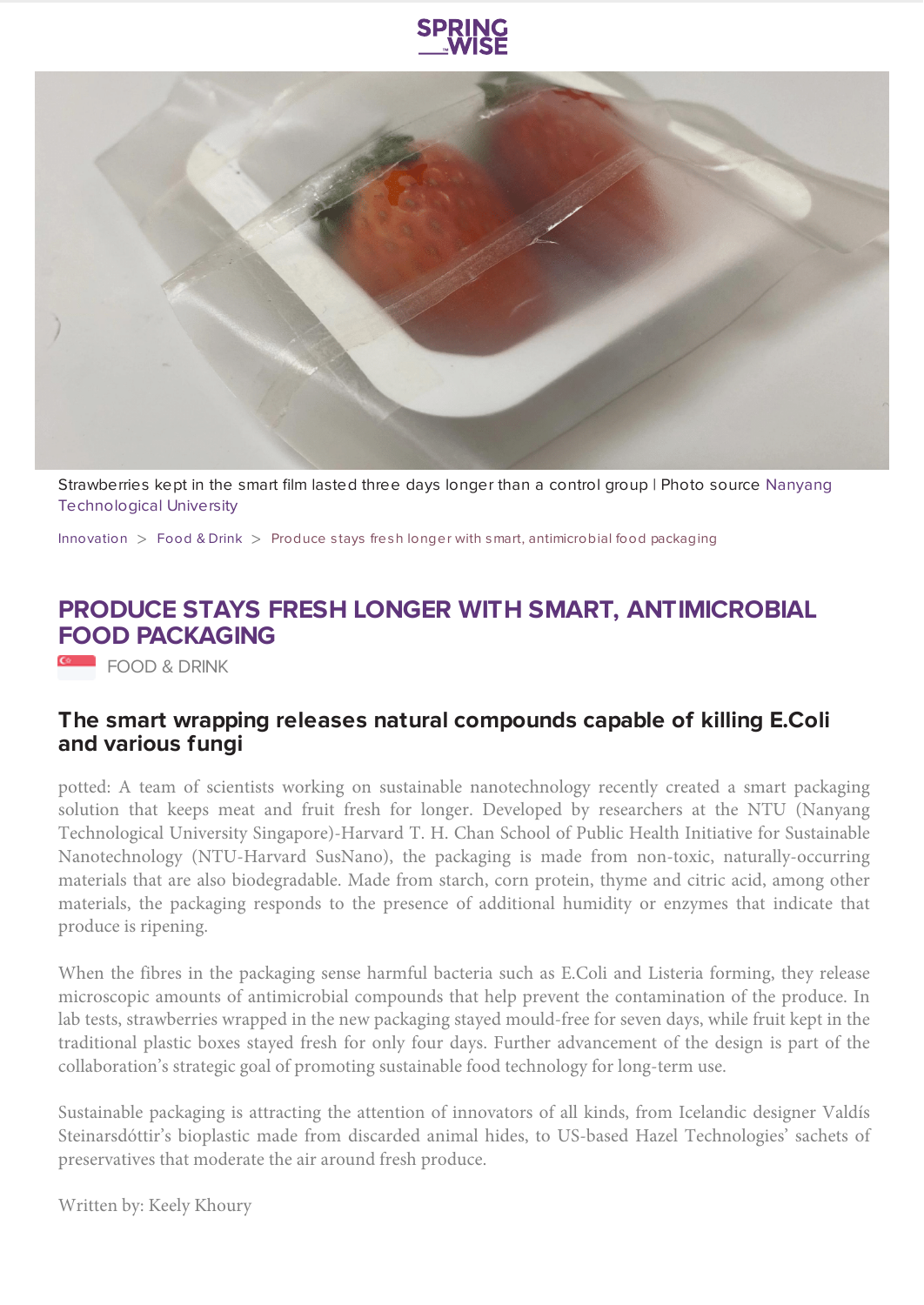Strawberries kept in the smart film lasted three days longer than a control group | Photo source Nanyang Technological University

Innovation > Food & Drink > Produce stays fresh longer with smart, antimicrobial food packaging

# PRODUCE STAYS FRESH LONGER WITH SMART, ANTIMICROBIAL FOOD PACKAGING

FOOD & DRINK

## The smart wrapping releases natural compounds capable of killing E.Coli and various fungi

potted: A team of scientists working on sustainable nanotechnology recently created a smart packaging solution that keeps meat and fruit fresh for longer. Developed by researchers at the NTU (Nanyang Technological University Singapore)-Harvard T. H. Chan School of Public Health Initiative for Sustainable Nanotechnology (NTU-Harvard SusNano), the packaging is made from non-toxic, naturally-occurring materials that are also biodegradable. Made from starch, corn protein, thyme and citric acid, among other materials, the packaging responds to the presence of additional humidity or enzymes that indicate that produce is ripening.

When the fibres in the packaging sense harmful bacteria such as E.Coli and Listeria forming, they release microscopic amounts of antimicrobial compounds that help prevent the contamination of the produce. In lab tests, strawberries wrapped in the new packaging stayed mould-free for seven days, while fruit kept in the traditional plastic boxes stayed fresh for only four days. Further advancement of the design is part of the collaboration's strategic goal of promoting sustainable food technology for long-term use.

Sustainable packaging is attracting the attention of innovators of all kinds, from Icelandic designer Valdís Steinarsdóttir's bioplastic made from discarded animal hides, to US-based Hazel Technologies' sachets of preservatives that moderate the air around fresh produce.

Written by: Keely Khoury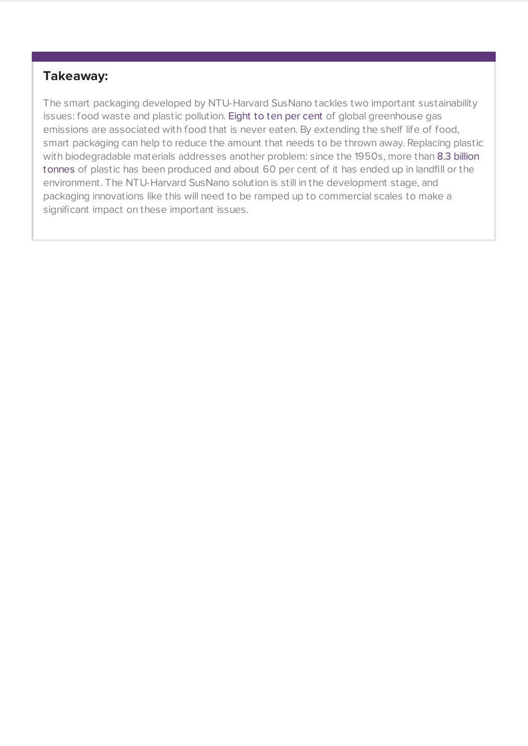### Takeaway:

The smart packaging developed by NTU-Harvard SusNano tackles two important sustainability issues: food waste and plastic pollution. Eight to ten per cent of global greenhouse gas emissions are associated with food that is never eaten. By extending the shelf life of food, smart packaging can help to reduce the amount that needs to be thrown away. Replacing plastic with biodegradable materials addresses another problem: since the 1950s, more than 8.3 billion tonnes of plastic has been produced and about 60 per cent of it has ended up in landfill or the environment. The NTU-Harvard SusNano solution is still in the development stage, and packaging innovations like this will need to be ramped up to commercial scales to make a significant impact on these important issues.